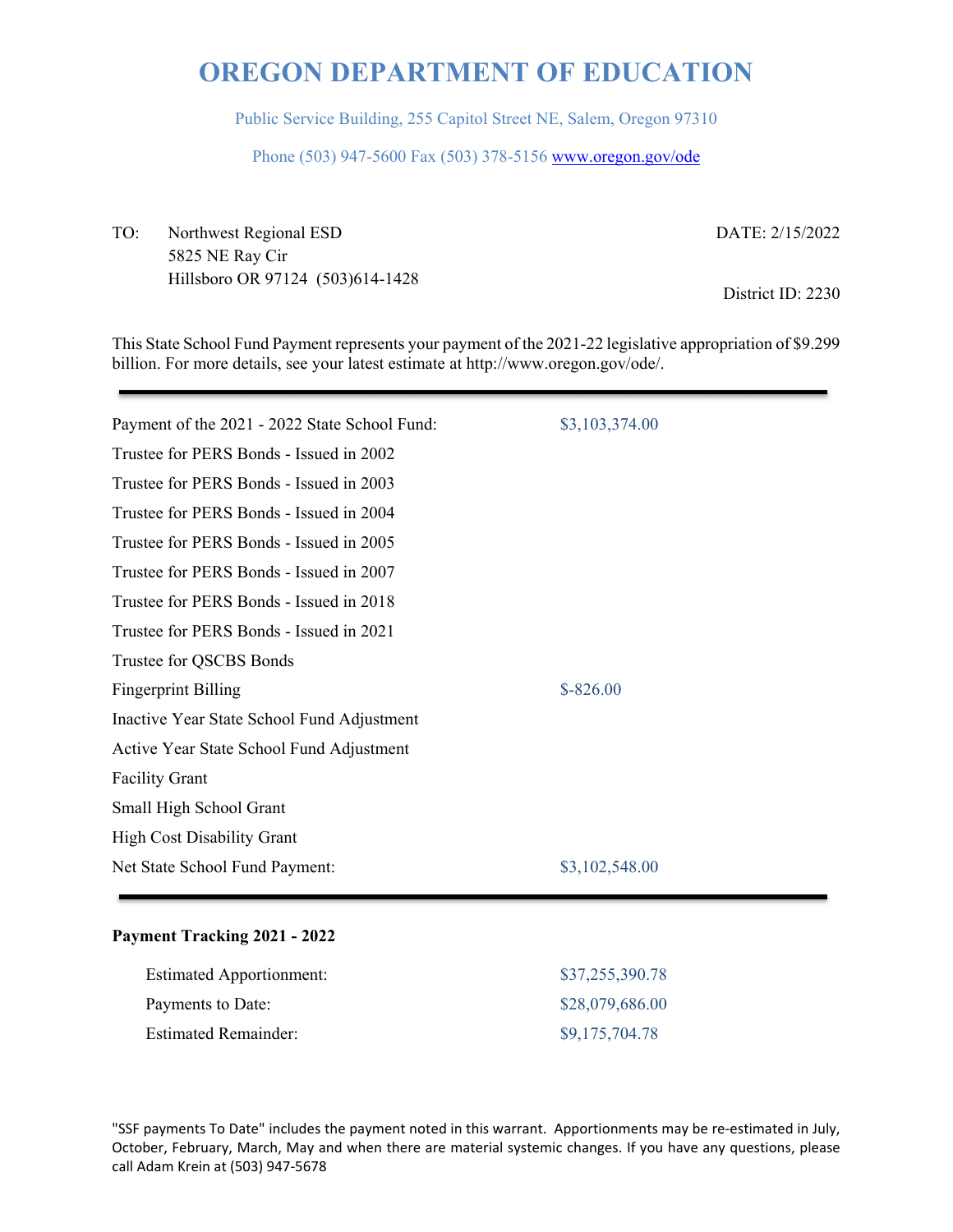# OREGON DEPARTMENT OF EDUCATION

Public Service Building, 255 Capitol Street NE, Salem, Oregon 97310

Phone (503) 947-5600 Fax (503) 378-5156 www.oregon.gov/ode

TO: Northwest Regional ESD
5825 NE Ray Cir
Hillsboro OR 97124 (503)614-1428

DATE: 2/15/2022

District ID: 2230

This State School Fund Payment represents your payment of the 2021-22 legislative appropriation of $9.299 billion. For more details, see your latest estimate at http://www.oregon.gov/ode/.

---

| | |
|---|---|
| Payment of the 2021 - 2022 State School Fund: | $3,103,374.00 |
| Trustee for PERS Bonds - Issued in 2002 | |
| Trustee for PERS Bonds - Issued in 2003 | |
| Trustee for PERS Bonds - Issued in 2004 | |
| Trustee for PERS Bonds - Issued in 2005 | |
| Trustee for PERS Bonds - Issued in 2007 | |
| Trustee for PERS Bonds - Issued in 2018 | |
| Trustee for PERS Bonds - Issued in 2021 | |
| Trustee for QSCBS Bonds | |
| Fingerprint Billing | $-826.00 |
| Inactive Year State School Fund Adjustment | |
| Active Year State School Fund Adjustment | |
| Facility Grant | |
| Small High School Grant | |
| High Cost Disability Grant | |
| Net State School Fund Payment: | $3,102,548.00 |

---

**Payment Tracking 2021 - 2022**

| | |
|---|---|
| Estimated Apportionment: | $37,255,390.78 |
| Payments to Date: | $28,079,686.00 |
| Estimated Remainder: | $9,175,704.78 |

"SSF payments To Date" includes the payment noted in this warrant. Apportionments may be re-estimated in July, October, February, March, May and when there are material systemic changes. If you have any questions, please call Adam Krein at (503) 947-5678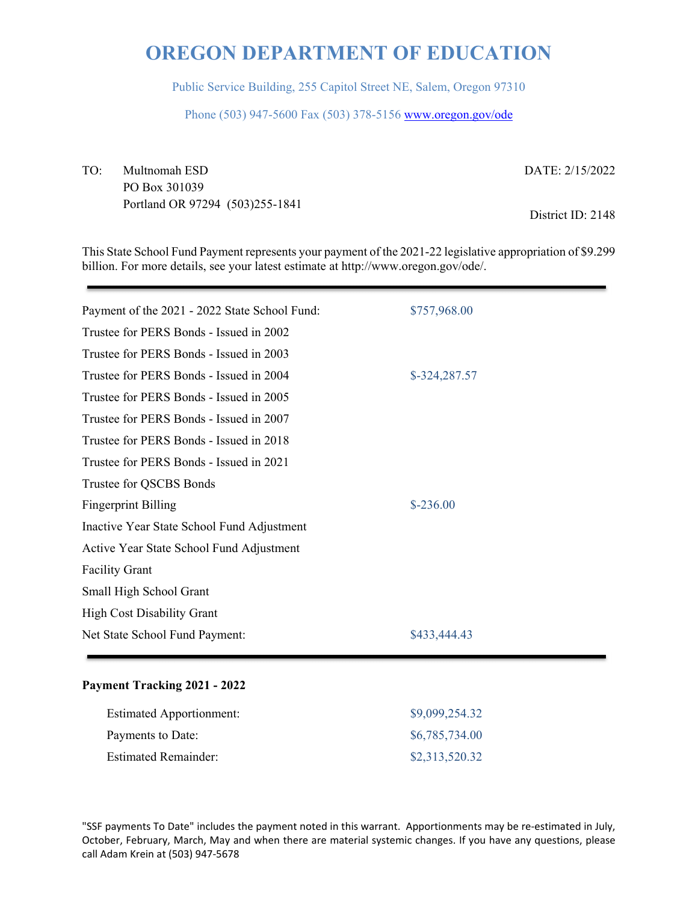# OREGON DEPARTMENT OF EDUCATION

Public Service Building, 255 Capitol Street NE, Salem, Oregon 97310

Phone (503) 947-5600 Fax (503) 378-5156 www.oregon.gov/ode

TO: Multnomah ESD
PO Box 301039
Portland OR 97294 (503)255-1841

DATE: 2/15/2022

District ID: 2148

This State School Fund Payment represents your payment of the 2021-22 legislative appropriation of $9.299 billion. For more details, see your latest estimate at http://www.oregon.gov/ode/.

| | |
|---|---|
| Payment of the 2021 - 2022 State School Fund: | $757,968.00 |
| Trustee for PERS Bonds - Issued in 2002 | |
| Trustee for PERS Bonds - Issued in 2003 | |
| Trustee for PERS Bonds - Issued in 2004 | $-324,287.57 |
| Trustee for PERS Bonds - Issued in 2005 | |
| Trustee for PERS Bonds - Issued in 2007 | |
| Trustee for PERS Bonds - Issued in 2018 | |
| Trustee for PERS Bonds - Issued in 2021 | |
| Trustee for QSCBS Bonds | |
| Fingerprint Billing | $-236.00 |
| Inactive Year State School Fund Adjustment | |
| Active Year State School Fund Adjustment | |
| Facility Grant | |
| Small High School Grant | |
| High Cost Disability Grant | |
| Net State School Fund Payment: | $433,444.43 |

**Payment Tracking 2021 - 2022**

| | |
|---|---|
| Estimated Apportionment: | $9,099,254.32 |
| Payments to Date: | $6,785,734.00 |
| Estimated Remainder: | $2,313,520.32 |

"SSF payments To Date" includes the payment noted in this warrant. Apportionments may be re-estimated in July, October, February, March, May and when there are material systemic changes. If you have any questions, please call Adam Krein at (503) 947-5678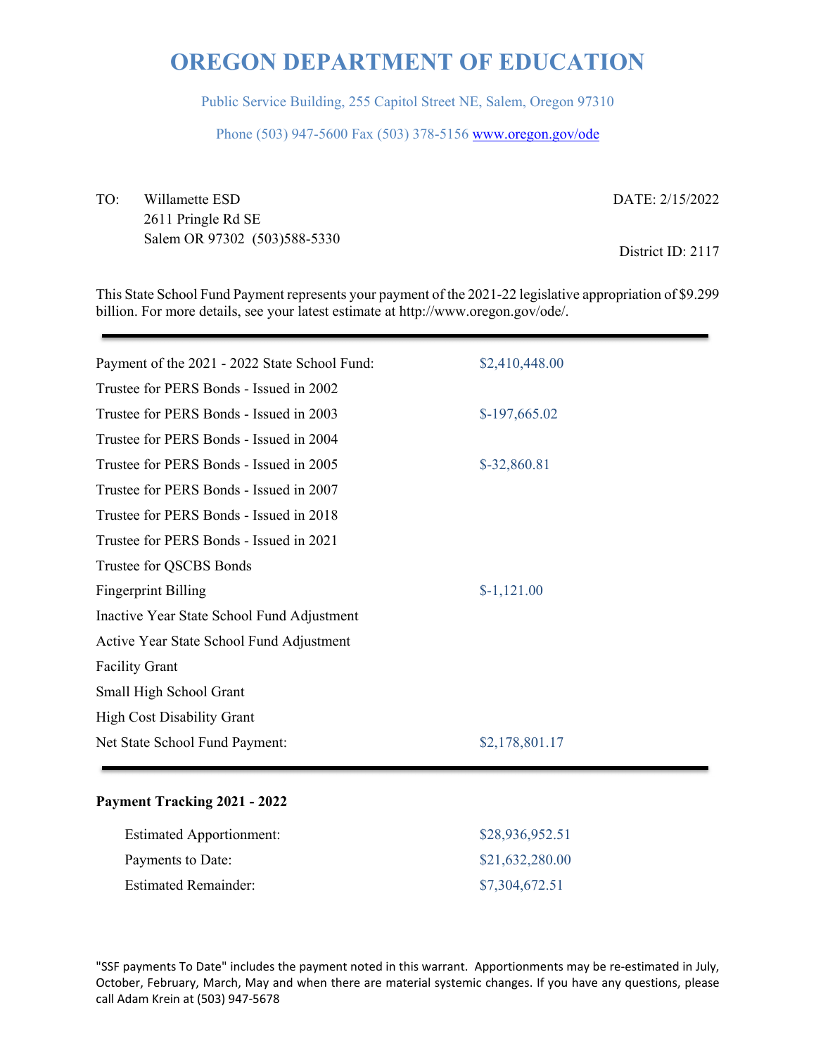# OREGON DEPARTMENT OF EDUCATION

Public Service Building, 255 Capitol Street NE, Salem, Oregon 97310

Phone (503) 947-5600 Fax (503) 378-5156 www.oregon.gov/ode

TO: Willamette ESD
2611 Pringle Rd SE
Salem OR 97302 (503)588-5330

DATE: 2/15/2022

District ID: 2117

This State School Fund Payment represents your payment of the 2021-22 legislative appropriation of $9.299 billion. For more details, see your latest estimate at http://www.oregon.gov/ode/.

| | |
|---|---|
| Payment of the 2021 - 2022 State School Fund: | $2,410,448.00 |
| Trustee for PERS Bonds - Issued in 2002 | |
| Trustee for PERS Bonds - Issued in 2003 | $-197,665.02 |
| Trustee for PERS Bonds - Issued in 2004 | |
| Trustee for PERS Bonds - Issued in 2005 | $-32,860.81 |
| Trustee for PERS Bonds - Issued in 2007 | |
| Trustee for PERS Bonds - Issued in 2018 | |
| Trustee for PERS Bonds - Issued in 2021 | |
| Trustee for QSCBS Bonds | |
| Fingerprint Billing | $-1,121.00 |
| Inactive Year State School Fund Adjustment | |
| Active Year State School Fund Adjustment | |
| Facility Grant | |
| Small High School Grant | |
| High Cost Disability Grant | |
| Net State School Fund Payment: | $2,178,801.17 |

**Payment Tracking 2021 - 2022**

| | |
|---|---|
| Estimated Apportionment: | $28,936,952.51 |
| Payments to Date: | $21,632,280.00 |
| Estimated Remainder: | $7,304,672.51 |

"SSF payments To Date" includes the payment noted in this warrant. Apportionments may be re-estimated in July, October, February, March, May and when there are material systemic changes. If you have any questions, please call Adam Krein at (503) 947-5678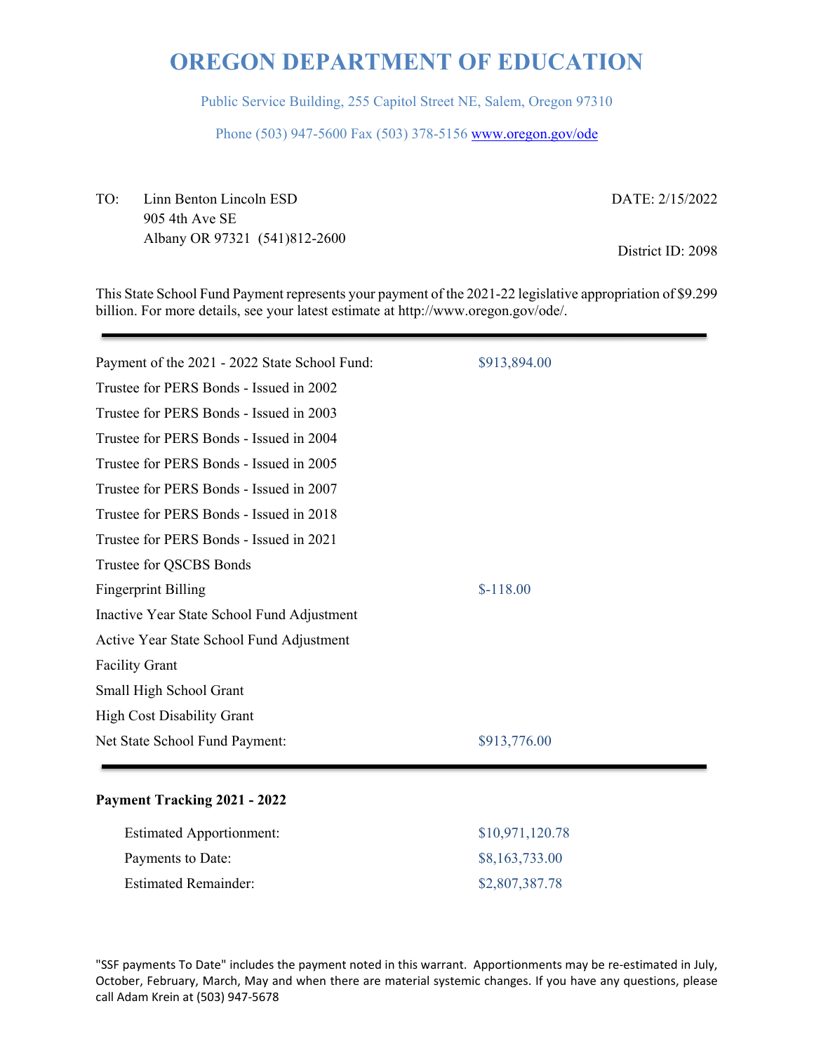# OREGON DEPARTMENT OF EDUCATION

Public Service Building, 255 Capitol Street NE, Salem, Oregon 97310

Phone (503) 947-5600 Fax (503) 378-5156 www.oregon.gov/ode

TO: Linn Benton Lincoln ESD
905 4th Ave SE
Albany OR 97321 (541)812-2600

DATE: 2/15/2022

District ID: 2098

This State School Fund Payment represents your payment of the 2021-22 legislative appropriation of $9.299 billion. For more details, see your latest estimate at http://www.oregon.gov/ode/.

| | |
|---|---|
| Payment of the 2021 - 2022 State School Fund: | $913,894.00 |
| Trustee for PERS Bonds - Issued in 2002 | |
| Trustee for PERS Bonds - Issued in 2003 | |
| Trustee for PERS Bonds - Issued in 2004 | |
| Trustee for PERS Bonds - Issued in 2005 | |
| Trustee for PERS Bonds - Issued in 2007 | |
| Trustee for PERS Bonds - Issued in 2018 | |
| Trustee for PERS Bonds - Issued in 2021 | |
| Trustee for QSCBS Bonds | |
| Fingerprint Billing | $-118.00 |
| Inactive Year State School Fund Adjustment | |
| Active Year State School Fund Adjustment | |
| Facility Grant | |
| Small High School Grant | |
| High Cost Disability Grant | |
| Net State School Fund Payment: | $913,776.00 |

**Payment Tracking 2021 - 2022**

| | |
|---|---|
| Estimated Apportionment: | $10,971,120.78 |
| Payments to Date: | $8,163,733.00 |
| Estimated Remainder: | $2,807,387.78 |

"SSF payments To Date" includes the payment noted in this warrant. Apportionments may be re-estimated in July, October, February, March, May and when there are material systemic changes. If you have any questions, please call Adam Krein at (503) 947-5678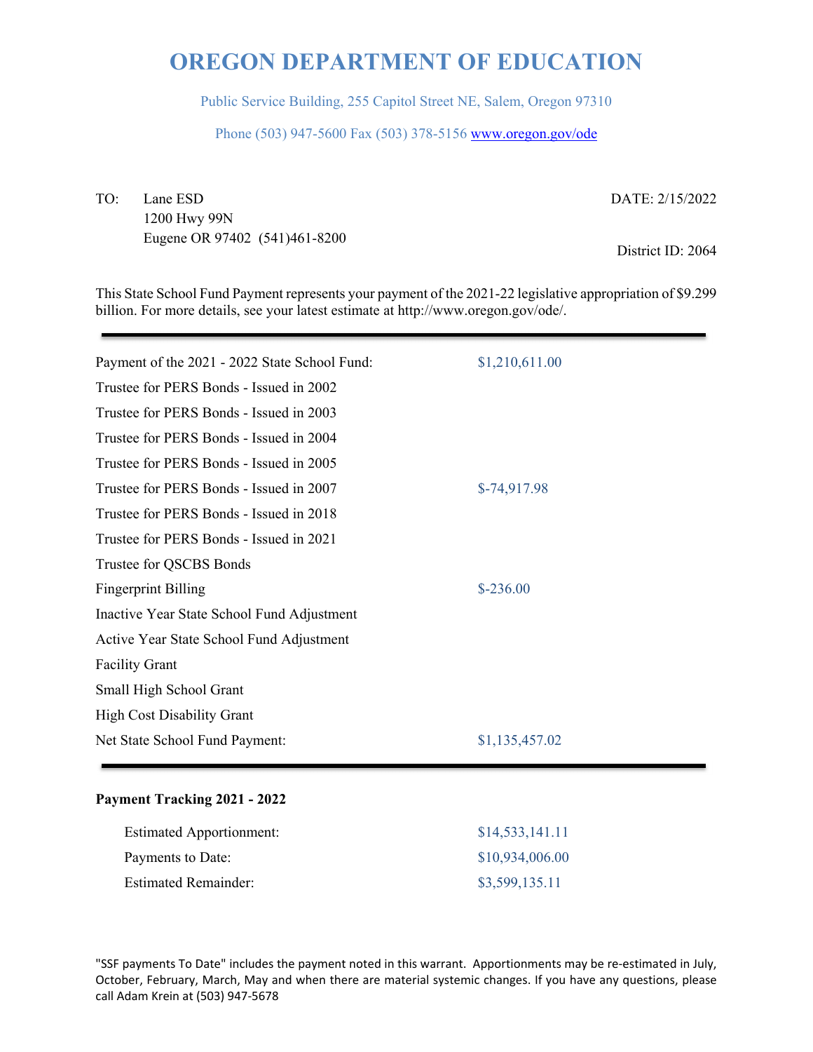# OREGON DEPARTMENT OF EDUCATION

Public Service Building, 255 Capitol Street NE, Salem, Oregon 97310

Phone (503) 947-5600 Fax (503) 378-5156 www.oregon.gov/ode

TO: Lane ESD
1200 Hwy 99N
Eugene OR 97402 (541)461-8200

DATE: 2/15/2022

District ID: 2064

This State School Fund Payment represents your payment of the 2021-22 legislative appropriation of $9.299 billion. For more details, see your latest estimate at http://www.oregon.gov/ode/.

| | |
|---|---|
| Payment of the 2021 - 2022 State School Fund: | $1,210,611.00 |
| Trustee for PERS Bonds - Issued in 2002 | |
| Trustee for PERS Bonds - Issued in 2003 | |
| Trustee for PERS Bonds - Issued in 2004 | |
| Trustee for PERS Bonds - Issued in 2005 | |
| Trustee for PERS Bonds - Issued in 2007 | $-74,917.98 |
| Trustee for PERS Bonds - Issued in 2018 | |
| Trustee for PERS Bonds - Issued in 2021 | |
| Trustee for QSCBS Bonds | |
| Fingerprint Billing | $-236.00 |
| Inactive Year State School Fund Adjustment | |
| Active Year State School Fund Adjustment | |
| Facility Grant | |
| Small High School Grant | |
| High Cost Disability Grant | |
| Net State School Fund Payment: | $1,135,457.02 |

**Payment Tracking 2021 - 2022**

| | |
|---|---|
| Estimated Apportionment: | $14,533,141.11 |
| Payments to Date: | $10,934,006.00 |
| Estimated Remainder: | $3,599,135.11 |

"SSF payments To Date" includes the payment noted in this warrant. Apportionments may be re-estimated in July, October, February, March, May and when there are material systemic changes. If you have any questions, please call Adam Krein at (503) 947-5678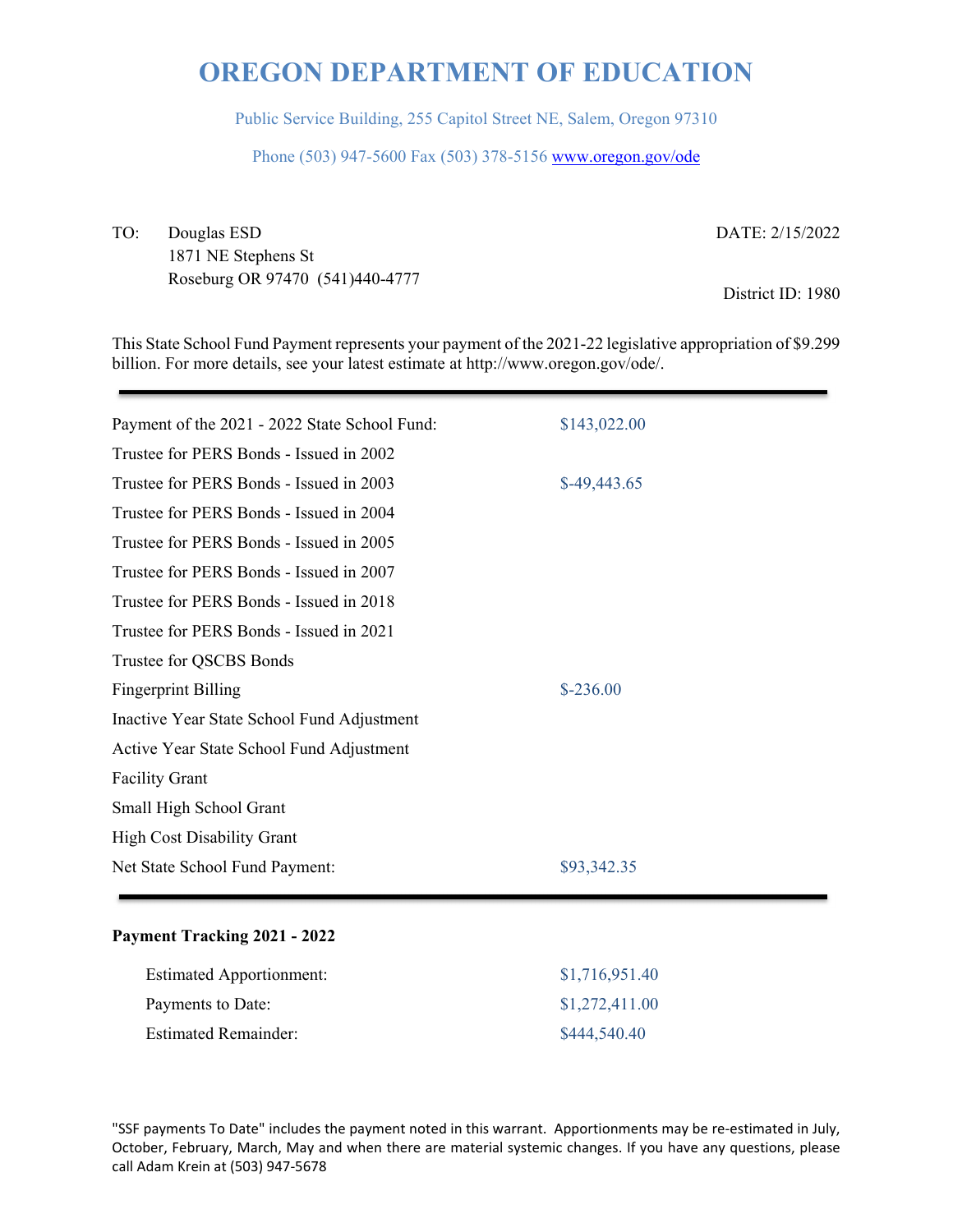# OREGON DEPARTMENT OF EDUCATION

Public Service Building, 255 Capitol Street NE, Salem, Oregon 97310

Phone (503) 947-5600 Fax (503) 378-5156 www.oregon.gov/ode

TO: Douglas ESD
1871 NE Stephens St
Roseburg OR 97470 (541)440-4777

DATE: 2/15/2022

District ID: 1980

This State School Fund Payment represents your payment of the 2021-22 legislative appropriation of $9.299 billion. For more details, see your latest estimate at http://www.oregon.gov/ode/.

---

| | |
|---|---|
| Payment of the 2021 - 2022 State School Fund: | $143,022.00 |
| Trustee for PERS Bonds - Issued in 2002 | |
| Trustee for PERS Bonds - Issued in 2003 | $-49,443.65 |
| Trustee for PERS Bonds - Issued in 2004 | |
| Trustee for PERS Bonds - Issued in 2005 | |
| Trustee for PERS Bonds - Issued in 2007 | |
| Trustee for PERS Bonds - Issued in 2018 | |
| Trustee for PERS Bonds - Issued in 2021 | |
| Trustee for QSCBS Bonds | |
| Fingerprint Billing | $-236.00 |
| Inactive Year State School Fund Adjustment | |
| Active Year State School Fund Adjustment | |
| Facility Grant | |
| Small High School Grant | |
| High Cost Disability Grant | |
| Net State School Fund Payment: | $93,342.35 |

---

**Payment Tracking 2021 - 2022**

| | |
|---|---|
| Estimated Apportionment: | $1,716,951.40 |
| Payments to Date: | $1,272,411.00 |
| Estimated Remainder: | $444,540.40 |

"SSF payments To Date" includes the payment noted in this warrant. Apportionments may be re-estimated in July, October, February, March, May and when there are material systemic changes. If you have any questions, please call Adam Krein at (503) 947-5678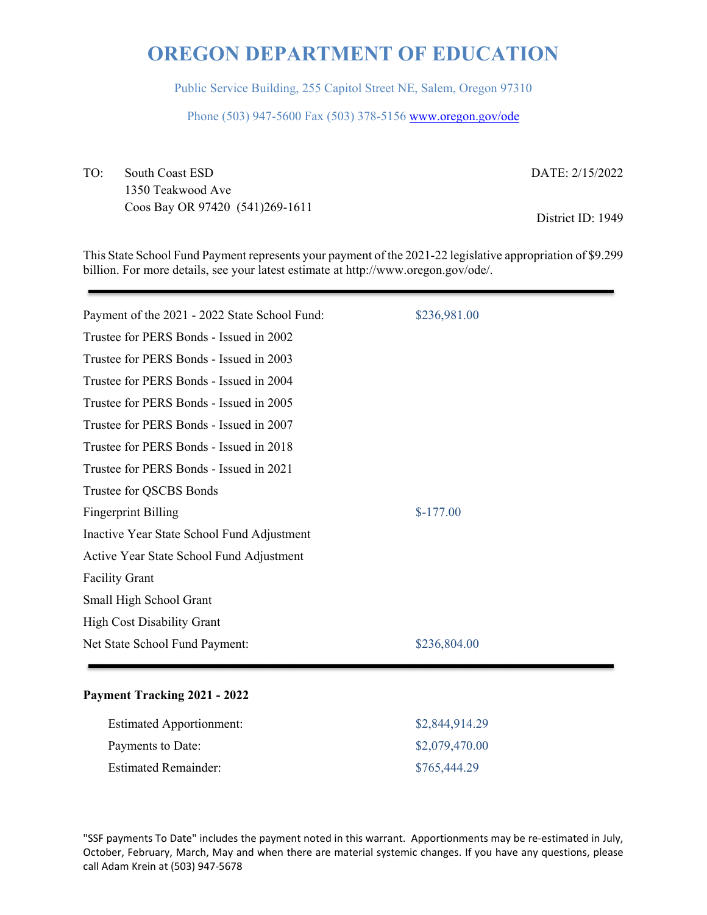# OREGON DEPARTMENT OF EDUCATION

Public Service Building, 255 Capitol Street NE, Salem, Oregon 97310

Phone (503) 947-5600 Fax (503) 378-5156 www.oregon.gov/ode

TO: South Coast ESD
1350 Teakwood Ave
Coos Bay OR 97420 (541)269-1611

DATE: 2/15/2022

District ID: 1949

This State School Fund Payment represents your payment of the 2021-22 legislative appropriation of $9.299 billion. For more details, see your latest estimate at http://www.oregon.gov/ode/.

| | |
|---|---|
| Payment of the 2021 - 2022 State School Fund: | $236,981.00 |
| Trustee for PERS Bonds - Issued in 2002 | |
| Trustee for PERS Bonds - Issued in 2003 | |
| Trustee for PERS Bonds - Issued in 2004 | |
| Trustee for PERS Bonds - Issued in 2005 | |
| Trustee for PERS Bonds - Issued in 2007 | |
| Trustee for PERS Bonds - Issued in 2018 | |
| Trustee for PERS Bonds - Issued in 2021 | |
| Trustee for QSCBS Bonds | |
| Fingerprint Billing | $-177.00 |
| Inactive Year State School Fund Adjustment | |
| Active Year State School Fund Adjustment | |
| Facility Grant | |
| Small High School Grant | |
| High Cost Disability Grant | |
| Net State School Fund Payment: | $236,804.00 |

**Payment Tracking 2021 - 2022**

| | |
|---|---|
| Estimated Apportionment: | $2,844,914.29 |
| Payments to Date: | $2,079,470.00 |
| Estimated Remainder: | $765,444.29 |

"SSF payments To Date" includes the payment noted in this warrant. Apportionments may be re-estimated in July, October, February, March, May and when there are material systemic changes. If you have any questions, please call Adam Krein at (503) 947-5678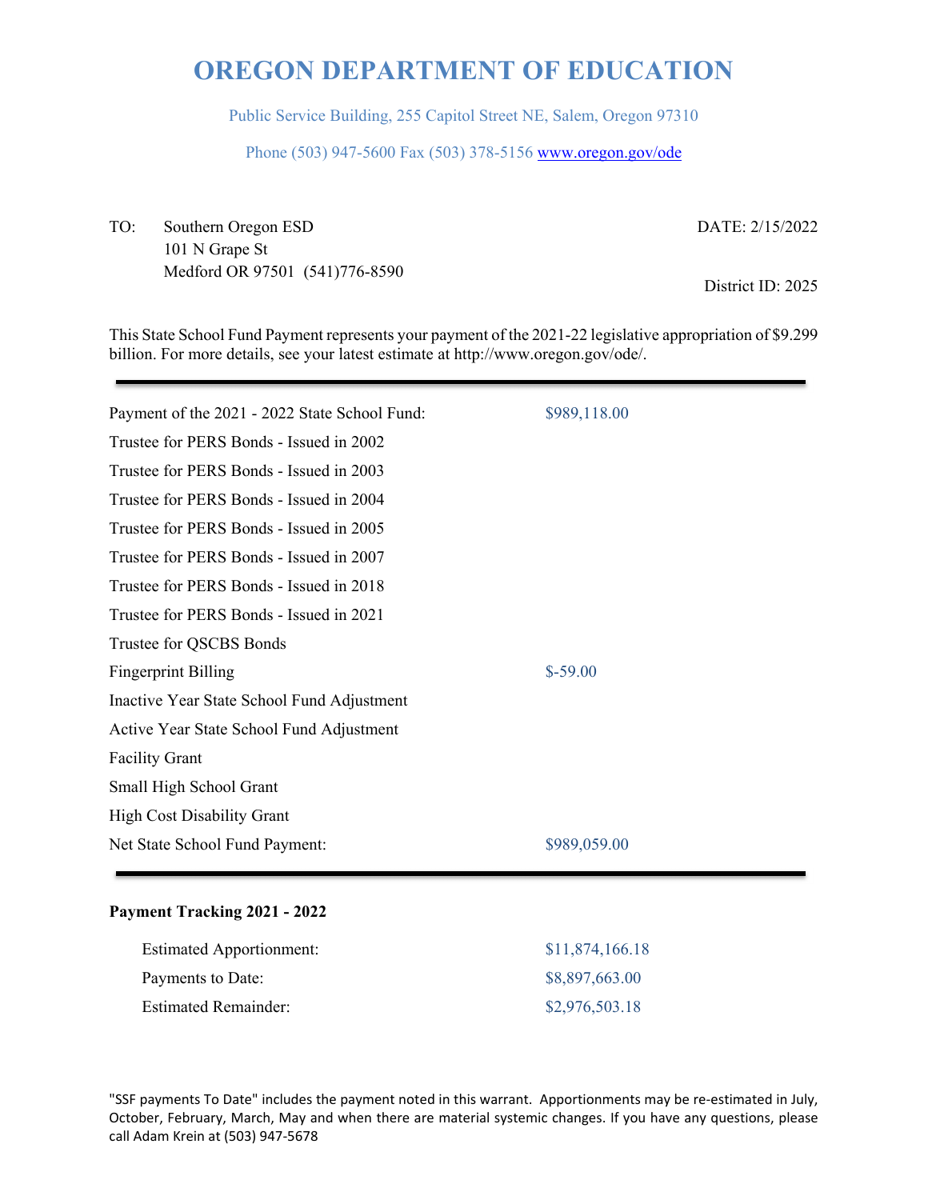# OREGON DEPARTMENT OF EDUCATION

Public Service Building, 255 Capitol Street NE, Salem, Oregon 97310

Phone (503) 947-5600 Fax (503) 378-5156 www.oregon.gov/ode

TO: Southern Oregon ESD
101 N Grape St
Medford OR 97501 (541)776-8590

DATE: 2/15/2022

District ID: 2025

This State School Fund Payment represents your payment of the 2021-22 legislative appropriation of $9.299 billion. For more details, see your latest estimate at http://www.oregon.gov/ode/.

| | |
|---|---|
| Payment of the 2021 - 2022 State School Fund: | $989,118.00 |
| Trustee for PERS Bonds - Issued in 2002 | |
| Trustee for PERS Bonds - Issued in 2003 | |
| Trustee for PERS Bonds - Issued in 2004 | |
| Trustee for PERS Bonds - Issued in 2005 | |
| Trustee for PERS Bonds - Issued in 2007 | |
| Trustee for PERS Bonds - Issued in 2018 | |
| Trustee for PERS Bonds - Issued in 2021 | |
| Trustee for QSCBS Bonds | |
| Fingerprint Billing | $-59.00 |
| Inactive Year State School Fund Adjustment | |
| Active Year State School Fund Adjustment | |
| Facility Grant | |
| Small High School Grant | |
| High Cost Disability Grant | |
| Net State School Fund Payment: | $989,059.00 |

**Payment Tracking 2021 - 2022**

| | |
|---|---|
| Estimated Apportionment: | $11,874,166.18 |
| Payments to Date: | $8,897,663.00 |
| Estimated Remainder: | $2,976,503.18 |

"SSF payments To Date" includes the payment noted in this warrant. Apportionments may be re-estimated in July, October, February, March, May and when there are material systemic changes. If you have any questions, please call Adam Krein at (503) 947-5678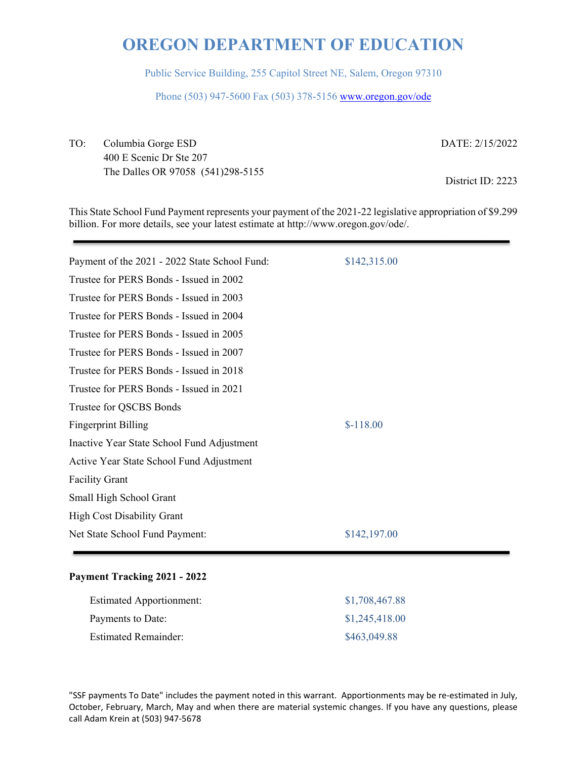# OREGON DEPARTMENT OF EDUCATION

Public Service Building, 255 Capitol Street NE, Salem, Oregon 97310

Phone (503) 947-5600 Fax (503) 378-5156 www.oregon.gov/ode

TO: Columbia Gorge ESD
400 E Scenic Dr Ste 207
The Dalles OR 97058 (541)298-5155

DATE: 2/15/2022

District ID: 2223

This State School Fund Payment represents your payment of the 2021-22 legislative appropriation of $9.299 billion. For more details, see your latest estimate at http://www.oregon.gov/ode/.

| | |
|---|---|
| Payment of the 2021 - 2022 State School Fund: | $142,315.00 |
| Trustee for PERS Bonds - Issued in 2002 | |
| Trustee for PERS Bonds - Issued in 2003 | |
| Trustee for PERS Bonds - Issued in 2004 | |
| Trustee for PERS Bonds - Issued in 2005 | |
| Trustee for PERS Bonds - Issued in 2007 | |
| Trustee for PERS Bonds - Issued in 2018 | |
| Trustee for PERS Bonds - Issued in 2021 | |
| Trustee for QSCBS Bonds | |
| Fingerprint Billing | $-118.00 |
| Inactive Year State School Fund Adjustment | |
| Active Year State School Fund Adjustment | |
| Facility Grant | |
| Small High School Grant | |
| High Cost Disability Grant | |
| Net State School Fund Payment: | $142,197.00 |

**Payment Tracking 2021 - 2022**

| | |
|---|---|
| Estimated Apportionment: | $1,708,467.88 |
| Payments to Date: | $1,245,418.00 |
| Estimated Remainder: | $463,049.88 |

"SSF payments To Date" includes the payment noted in this warrant. Apportionments may be re-estimated in July, October, February, March, May and when there are material systemic changes. If you have any questions, please call Adam Krein at (503) 947-5678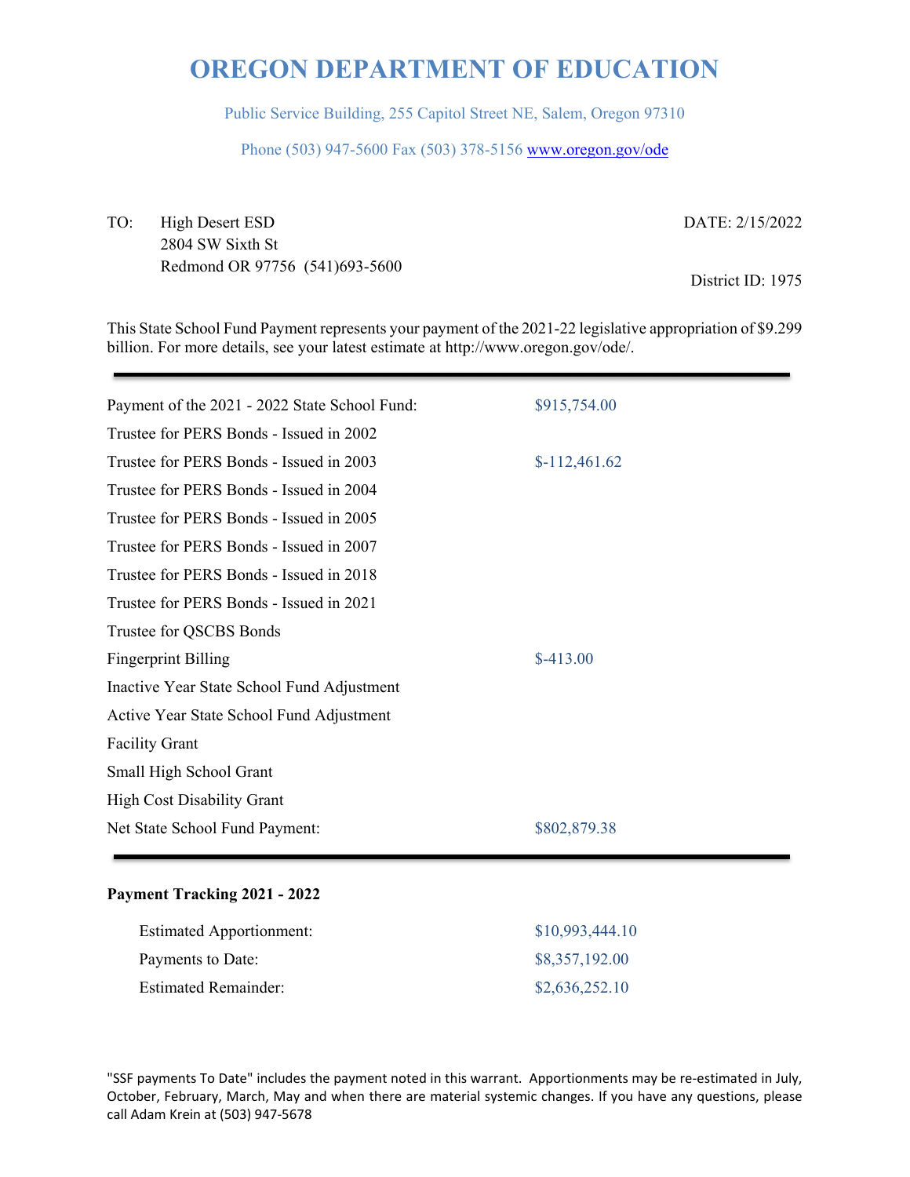# OREGON DEPARTMENT OF EDUCATION

Public Service Building, 255 Capitol Street NE, Salem, Oregon 97310

Phone (503) 947-5600 Fax (503) 378-5156 www.oregon.gov/ode

TO: High Desert ESD
2804 SW Sixth St
Redmond OR 97756 (541)693-5600

DATE: 2/15/2022

District ID: 1975

This State School Fund Payment represents your payment of the 2021-22 legislative appropriation of $9.299 billion. For more details, see your latest estimate at http://www.oregon.gov/ode/.

| | |
|---|---|
| Payment of the 2021 - 2022 State School Fund: | $915,754.00 |
| Trustee for PERS Bonds - Issued in 2002 | |
| Trustee for PERS Bonds - Issued in 2003 | $-112,461.62 |
| Trustee for PERS Bonds - Issued in 2004 | |
| Trustee for PERS Bonds - Issued in 2005 | |
| Trustee for PERS Bonds - Issued in 2007 | |
| Trustee for PERS Bonds - Issued in 2018 | |
| Trustee for PERS Bonds - Issued in 2021 | |
| Trustee for QSCBS Bonds | |
| Fingerprint Billing | $-413.00 |
| Inactive Year State School Fund Adjustment | |
| Active Year State School Fund Adjustment | |
| Facility Grant | |
| Small High School Grant | |
| High Cost Disability Grant | |
| Net State School Fund Payment: | $802,879.38 |

**Payment Tracking 2021 - 2022**

| | |
|---|---|
| Estimated Apportionment: | $10,993,444.10 |
| Payments to Date: | $8,357,192.00 |
| Estimated Remainder: | $2,636,252.10 |

"SSF payments To Date" includes the payment noted in this warrant. Apportionments may be re-estimated in July, October, February, March, May and when there are material systemic changes. If you have any questions, please call Adam Krein at (503) 947-5678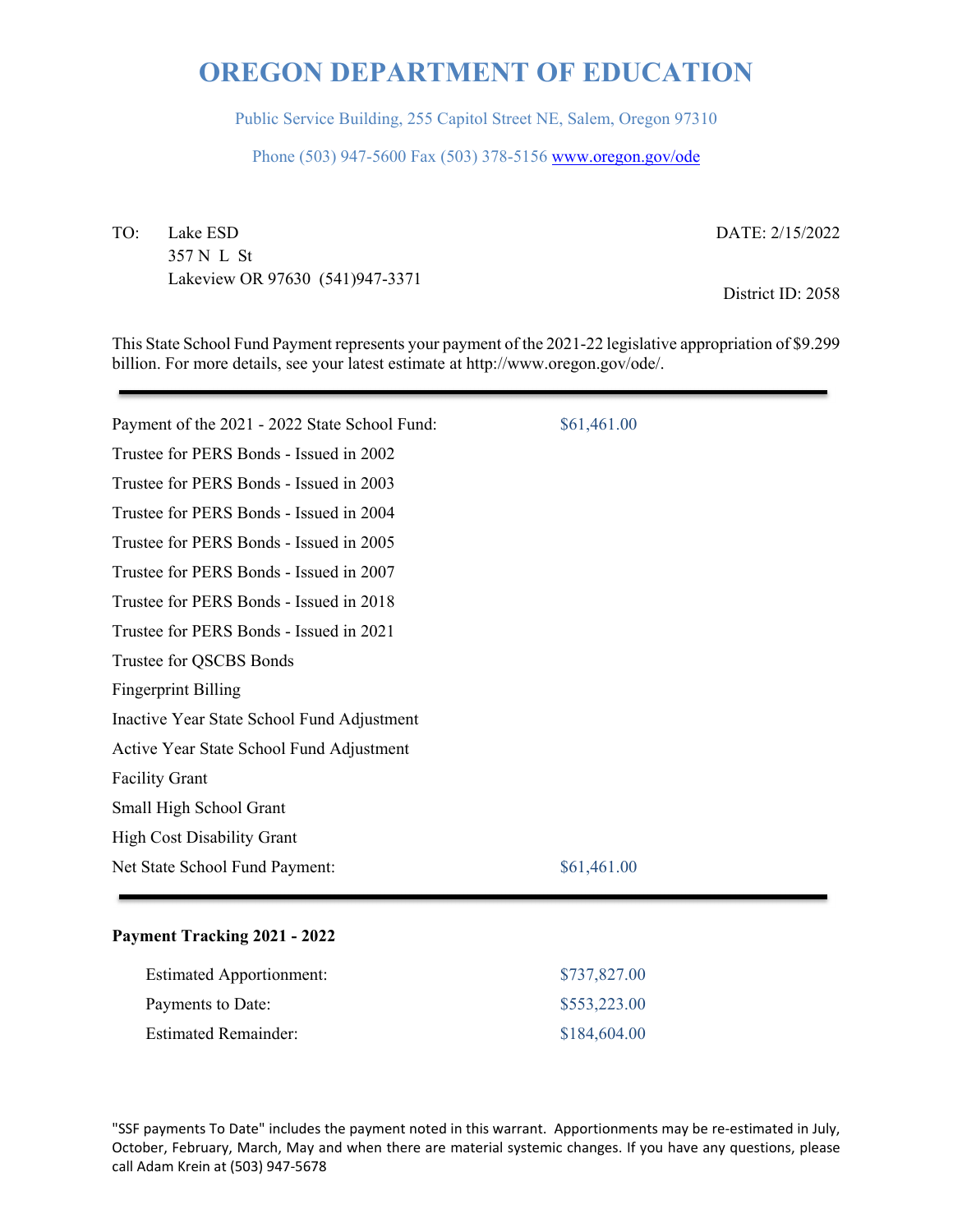# OREGON DEPARTMENT OF EDUCATION

Public Service Building, 255 Capitol Street NE, Salem, Oregon 97310

Phone (503) 947-5600 Fax (503) 378-5156 www.oregon.gov/ode

TO: Lake ESD
357 N L St
Lakeview OR 97630 (541)947-3371

DATE: 2/15/2022

District ID: 2058

This State School Fund Payment represents your payment of the 2021-22 legislative appropriation of $9.299 billion. For more details, see your latest estimate at http://www.oregon.gov/ode/.

---

| | |
|---|---|
| Payment of the 2021 - 2022 State School Fund: | $61,461.00 |
| Trustee for PERS Bonds - Issued in 2002 | |
| Trustee for PERS Bonds - Issued in 2003 | |
| Trustee for PERS Bonds - Issued in 2004 | |
| Trustee for PERS Bonds - Issued in 2005 | |
| Trustee for PERS Bonds - Issued in 2007 | |
| Trustee for PERS Bonds - Issued in 2018 | |
| Trustee for PERS Bonds - Issued in 2021 | |
| Trustee for QSCBS Bonds | |
| Fingerprint Billing | |
| Inactive Year State School Fund Adjustment | |
| Active Year State School Fund Adjustment | |
| Facility Grant | |
| Small High School Grant | |
| High Cost Disability Grant | |
| Net State School Fund Payment: | $61,461.00 |

---

**Payment Tracking 2021 - 2022**

| | |
|---|---|
| Estimated Apportionment: | $737,827.00 |
| Payments to Date: | $553,223.00 |
| Estimated Remainder: | $184,604.00 |

"SSF payments To Date" includes the payment noted in this warrant. Apportionments may be re-estimated in July, October, February, March, May and when there are material systemic changes. If you have any questions, please call Adam Krein at (503) 947-5678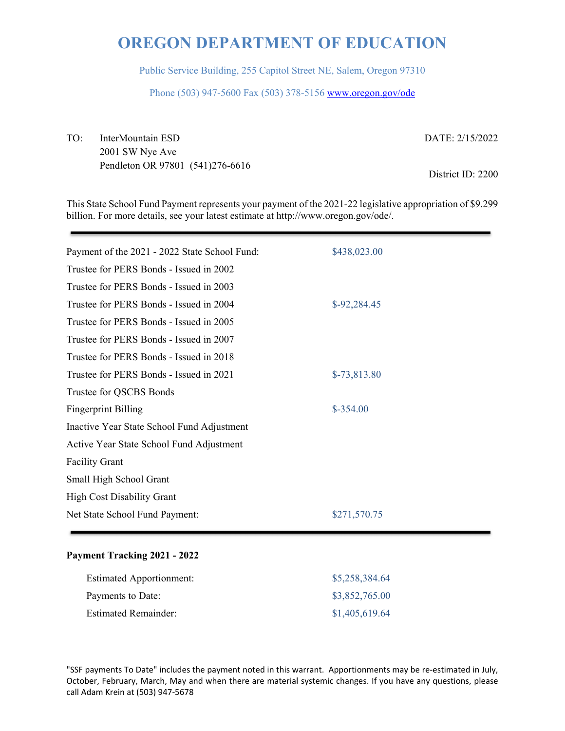# OREGON DEPARTMENT OF EDUCATION

Public Service Building, 255 Capitol Street NE, Salem, Oregon 97310

Phone (503) 947-5600 Fax (503) 378-5156 www.oregon.gov/ode

TO: InterMountain ESD
2001 SW Nye Ave
Pendleton OR 97801 (541)276-6616

DATE: 2/15/2022

District ID: 2200

This State School Fund Payment represents your payment of the 2021-22 legislative appropriation of $9.299 billion. For more details, see your latest estimate at http://www.oregon.gov/ode/.

| | |
|---|---|
| Payment of the 2021 - 2022 State School Fund: | $438,023.00 |
| Trustee for PERS Bonds - Issued in 2002 | |
| Trustee for PERS Bonds - Issued in 2003 | |
| Trustee for PERS Bonds - Issued in 2004 | $-92,284.45 |
| Trustee for PERS Bonds - Issued in 2005 | |
| Trustee for PERS Bonds - Issued in 2007 | |
| Trustee for PERS Bonds - Issued in 2018 | |
| Trustee for PERS Bonds - Issued in 2021 | $-73,813.80 |
| Trustee for QSCBS Bonds | |
| Fingerprint Billing | $-354.00 |
| Inactive Year State School Fund Adjustment | |
| Active Year State School Fund Adjustment | |
| Facility Grant | |
| Small High School Grant | |
| High Cost Disability Grant | |
| Net State School Fund Payment: | $271,570.75 |

**Payment Tracking 2021 - 2022**

| | |
|---|---|
| Estimated Apportionment: | $5,258,384.64 |
| Payments to Date: | $3,852,765.00 |
| Estimated Remainder: | $1,405,619.64 |

"SSF payments To Date" includes the payment noted in this warrant. Apportionments may be re-estimated in July, October, February, March, May and when there are material systemic changes. If you have any questions, please call Adam Krein at (503) 947-5678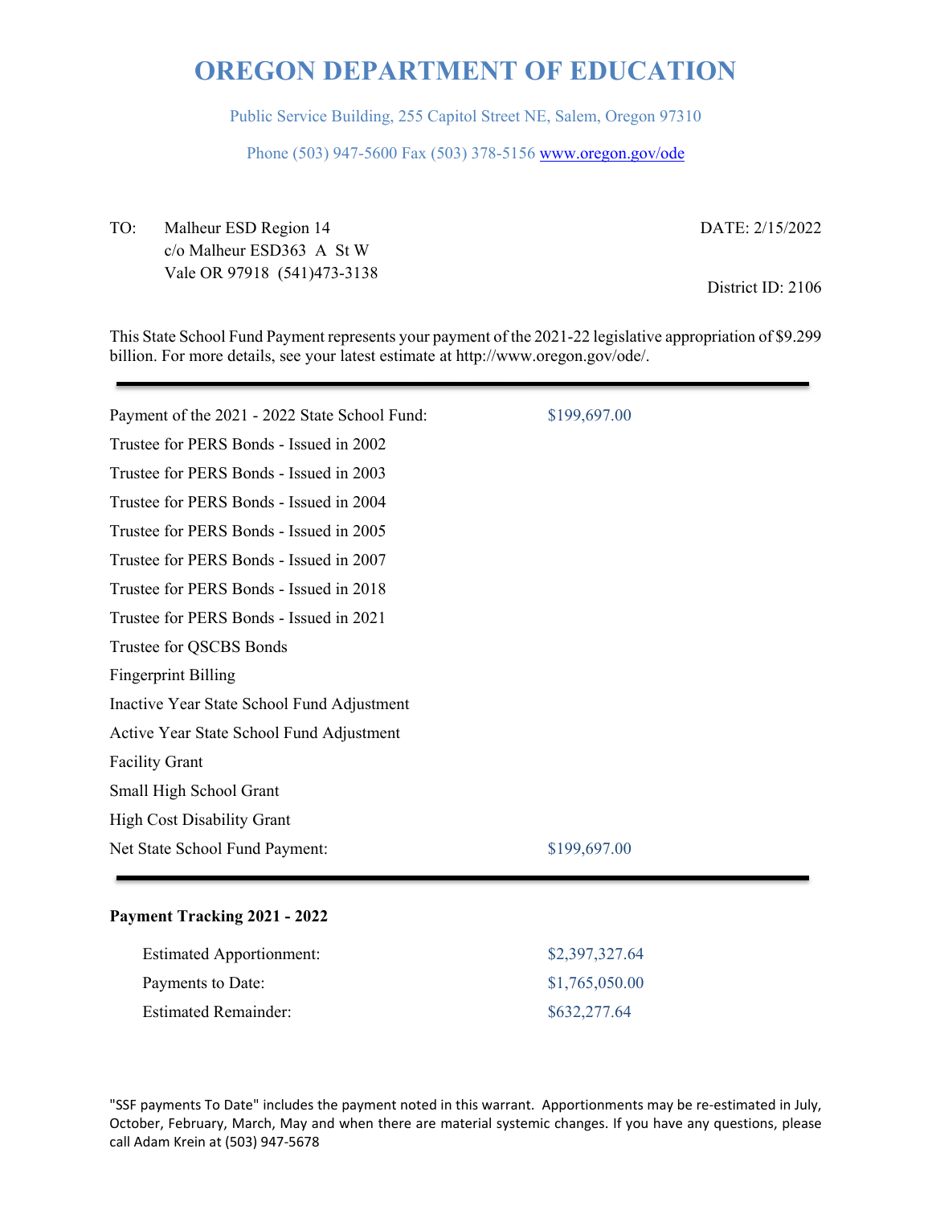# OREGON DEPARTMENT OF EDUCATION

Public Service Building, 255 Capitol Street NE, Salem, Oregon 97310

Phone (503) 947-5600 Fax (503) 378-5156 www.oregon.gov/ode

TO: Malheur ESD Region 14
c/o Malheur ESD363 A St W
Vale OR 97918 (541)473-3138

DATE: 2/15/2022

District ID: 2106

This State School Fund Payment represents your payment of the 2021-22 legislative appropriation of $9.299 billion. For more details, see your latest estimate at http://www.oregon.gov/ode/.

| | |
|---|---|
| Payment of the 2021 - 2022 State School Fund: | $199,697.00 |
| Trustee for PERS Bonds - Issued in 2002 | |
| Trustee for PERS Bonds - Issued in 2003 | |
| Trustee for PERS Bonds - Issued in 2004 | |
| Trustee for PERS Bonds - Issued in 2005 | |
| Trustee for PERS Bonds - Issued in 2007 | |
| Trustee for PERS Bonds - Issued in 2018 | |
| Trustee for PERS Bonds - Issued in 2021 | |
| Trustee for QSCBS Bonds | |
| Fingerprint Billing | |
| Inactive Year State School Fund Adjustment | |
| Active Year State School Fund Adjustment | |
| Facility Grant | |
| Small High School Grant | |
| High Cost Disability Grant | |
| Net State School Fund Payment: | $199,697.00 |

**Payment Tracking 2021 - 2022**

| | |
|---|---|
| Estimated Apportionment: | $2,397,327.64 |
| Payments to Date: | $1,765,050.00 |
| Estimated Remainder: | $632,277.64 |

"SSF payments To Date" includes the payment noted in this warrant. Apportionments may be re-estimated in July, October, February, March, May and when there are material systemic changes. If you have any questions, please call Adam Krein at (503) 947-5678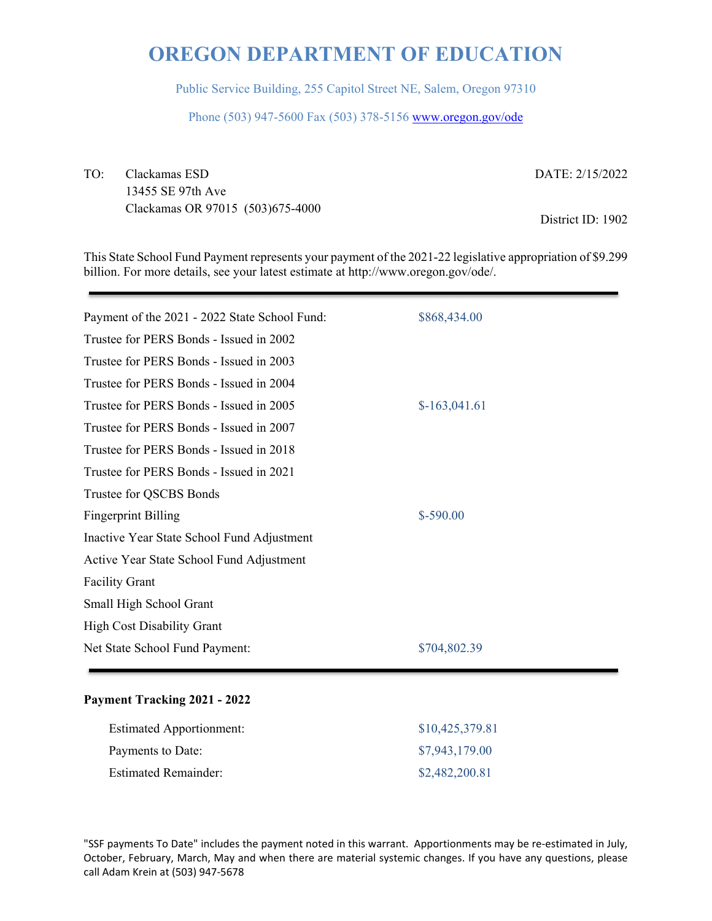# OREGON DEPARTMENT OF EDUCATION

Public Service Building, 255 Capitol Street NE, Salem, Oregon 97310

Phone (503) 947-5600 Fax (503) 378-5156 www.oregon.gov/ode

TO: Clackamas ESD
13455 SE 97th Ave
Clackamas OR 97015 (503)675-4000

DATE: 2/15/2022

District ID: 1902

This State School Fund Payment represents your payment of the 2021-22 legislative appropriation of $9.299 billion. For more details, see your latest estimate at http://www.oregon.gov/ode/.

| | |
|---|---|
| Payment of the 2021 - 2022 State School Fund: | $868,434.00 |
| Trustee for PERS Bonds - Issued in 2002 | |
| Trustee for PERS Bonds - Issued in 2003 | |
| Trustee for PERS Bonds - Issued in 2004 | |
| Trustee for PERS Bonds - Issued in 2005 | $-163,041.61 |
| Trustee for PERS Bonds - Issued in 2007 | |
| Trustee for PERS Bonds - Issued in 2018 | |
| Trustee for PERS Bonds - Issued in 2021 | |
| Trustee for QSCBS Bonds | |
| Fingerprint Billing | $-590.00 |
| Inactive Year State School Fund Adjustment | |
| Active Year State School Fund Adjustment | |
| Facility Grant | |
| Small High School Grant | |
| High Cost Disability Grant | |
| Net State School Fund Payment: | $704,802.39 |

**Payment Tracking 2021 - 2022**

| | |
|---|---|
| Estimated Apportionment: | $10,425,379.81 |
| Payments to Date: | $7,943,179.00 |
| Estimated Remainder: | $2,482,200.81 |

"SSF payments To Date" includes the payment noted in this warrant. Apportionments may be re-estimated in July, October, February, March, May and when there are material systemic changes. If you have any questions, please call Adam Krein at (503) 947-5678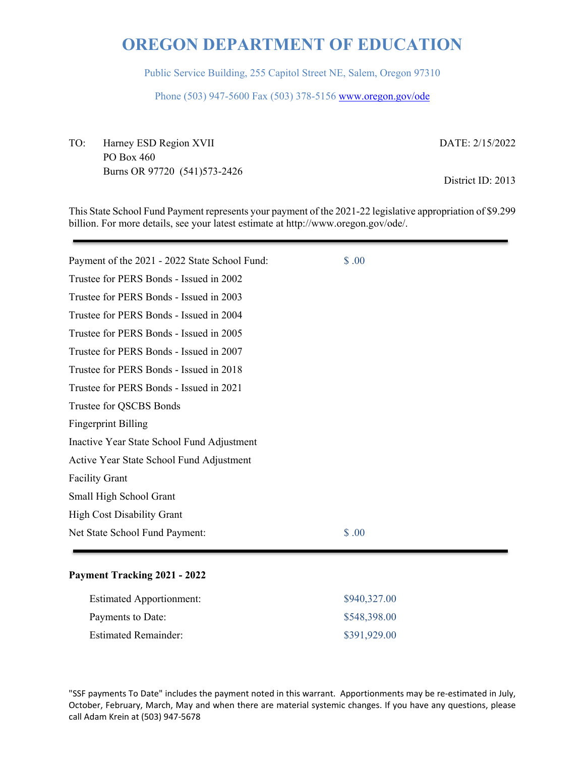# OREGON DEPARTMENT OF EDUCATION

Public Service Building, 255 Capitol Street NE, Salem, Oregon 97310

Phone (503) 947-5600 Fax (503) 378-5156 www.oregon.gov/ode

TO: Harney ESD Region XVII
PO Box 460
Burns OR 97720 (541)573-2426

DATE: 2/15/2022

District ID: 2013

This State School Fund Payment represents your payment of the 2021-22 legislative appropriation of $9.299 billion. For more details, see your latest estimate at http://www.oregon.gov/ode/.

---

| | |
|---|---|
| Payment of the 2021 - 2022 State School Fund: | $ .00 |
| Trustee for PERS Bonds - Issued in 2002 | |
| Trustee for PERS Bonds - Issued in 2003 | |
| Trustee for PERS Bonds - Issued in 2004 | |
| Trustee for PERS Bonds - Issued in 2005 | |
| Trustee for PERS Bonds - Issued in 2007 | |
| Trustee for PERS Bonds - Issued in 2018 | |
| Trustee for PERS Bonds - Issued in 2021 | |
| Trustee for QSCBS Bonds | |
| Fingerprint Billing | |
| Inactive Year State School Fund Adjustment | |
| Active Year State School Fund Adjustment | |
| Facility Grant | |
| Small High School Grant | |
| High Cost Disability Grant | |
| Net State School Fund Payment: | $ .00 |

---

**Payment Tracking 2021 - 2022**

| | |
|---|---|
| Estimated Apportionment: | $940,327.00 |
| Payments to Date: | $548,398.00 |
| Estimated Remainder: | $391,929.00 |

"SSF payments To Date" includes the payment noted in this warrant. Apportionments may be re-estimated in July, October, February, March, May and when there are material systemic changes. If you have any questions, please call Adam Krein at (503) 947-5678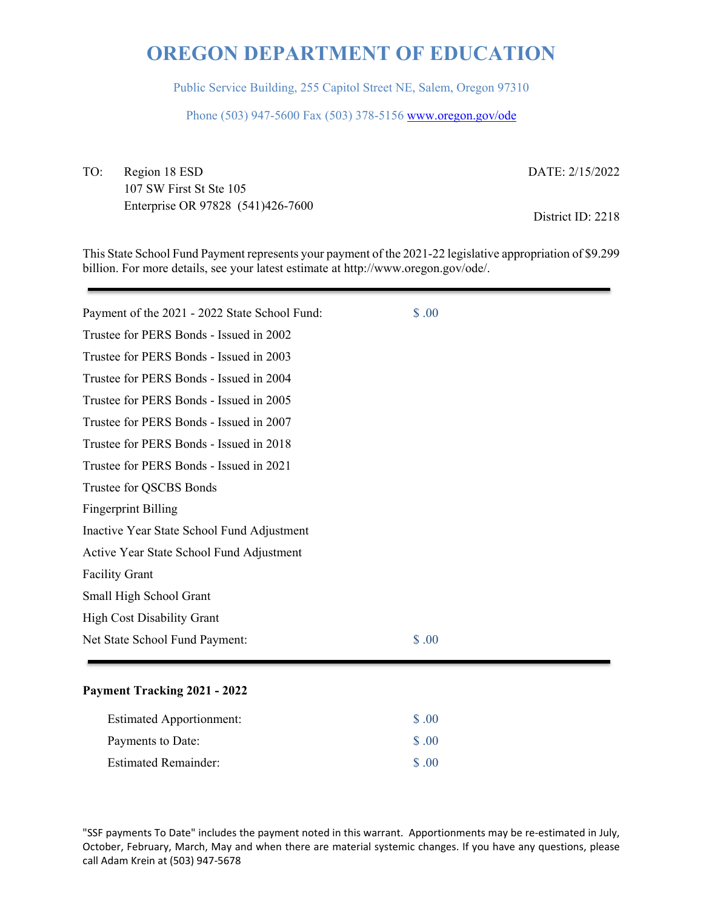# OREGON DEPARTMENT OF EDUCATION

Public Service Building, 255 Capitol Street NE, Salem, Oregon 97310

Phone (503) 947-5600 Fax (503) 378-5156 www.oregon.gov/ode

TO: Region 18 ESD
107 SW First St Ste 105
Enterprise OR 97828 (541)426-7600

DATE: 2/15/2022

District ID: 2218

This State School Fund Payment represents your payment of the 2021-22 legislative appropriation of $9.299 billion. For more details, see your latest estimate at http://www.oregon.gov/ode/.

| | |
|---|---|
| Payment of the 2021 - 2022 State School Fund: | $ .00 |
| Trustee for PERS Bonds - Issued in 2002 | |
| Trustee for PERS Bonds - Issued in 2003 | |
| Trustee for PERS Bonds - Issued in 2004 | |
| Trustee for PERS Bonds - Issued in 2005 | |
| Trustee for PERS Bonds - Issued in 2007 | |
| Trustee for PERS Bonds - Issued in 2018 | |
| Trustee for PERS Bonds - Issued in 2021 | |
| Trustee for QSCBS Bonds | |
| Fingerprint Billing | |
| Inactive Year State School Fund Adjustment | |
| Active Year State School Fund Adjustment | |
| Facility Grant | |
| Small High School Grant | |
| High Cost Disability Grant | |
| Net State School Fund Payment: | $ .00 |

**Payment Tracking 2021 - 2022**

| | |
|---|---|
| Estimated Apportionment: | $ .00 |
| Payments to Date: | $ .00 |
| Estimated Remainder: | $ .00 |

"SSF payments To Date" includes the payment noted in this warrant. Apportionments may be re-estimated in July, October, February, March, May and when there are material systemic changes. If you have any questions, please call Adam Krein at (503) 947-5678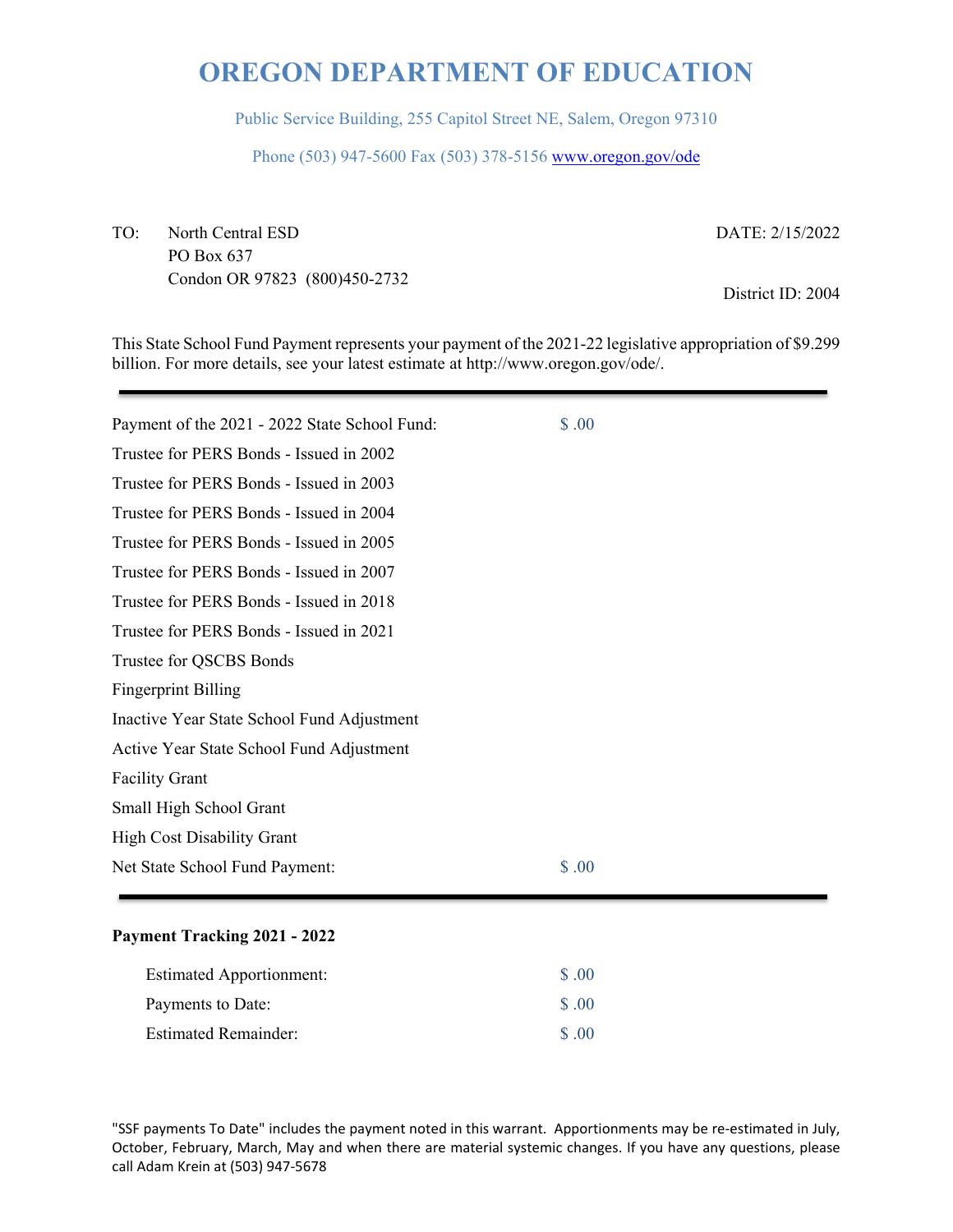# OREGON DEPARTMENT OF EDUCATION

Public Service Building, 255 Capitol Street NE, Salem, Oregon 97310

Phone (503) 947-5600 Fax (503) 378-5156 www.oregon.gov/ode

TO: North Central ESD
PO Box 637
Condon OR 97823 (800)450-2732

DATE: 2/15/2022

District ID: 2004

This State School Fund Payment represents your payment of the 2021-22 legislative appropriation of $9.299 billion. For more details, see your latest estimate at http://www.oregon.gov/ode/.

---

| | |
|---|---|
| Payment of the 2021 - 2022 State School Fund: | $ .00 |
| Trustee for PERS Bonds - Issued in 2002 | |
| Trustee for PERS Bonds - Issued in 2003 | |
| Trustee for PERS Bonds - Issued in 2004 | |
| Trustee for PERS Bonds - Issued in 2005 | |
| Trustee for PERS Bonds - Issued in 2007 | |
| Trustee for PERS Bonds - Issued in 2018 | |
| Trustee for PERS Bonds - Issued in 2021 | |
| Trustee for QSCBS Bonds | |
| Fingerprint Billing | |
| Inactive Year State School Fund Adjustment | |
| Active Year State School Fund Adjustment | |
| Facility Grant | |
| Small High School Grant | |
| High Cost Disability Grant | |
| Net State School Fund Payment: | $ .00 |

---

**Payment Tracking 2021 - 2022**

| | |
|---|---|
| Estimated Apportionment: | $ .00 |
| Payments to Date: | $ .00 |
| Estimated Remainder: | $ .00 |

"SSF payments To Date" includes the payment noted in this warrant. Apportionments may be re-estimated in July, October, February, March, May and when there are material systemic changes. If you have any questions, please call Adam Krein at (503) 947-5678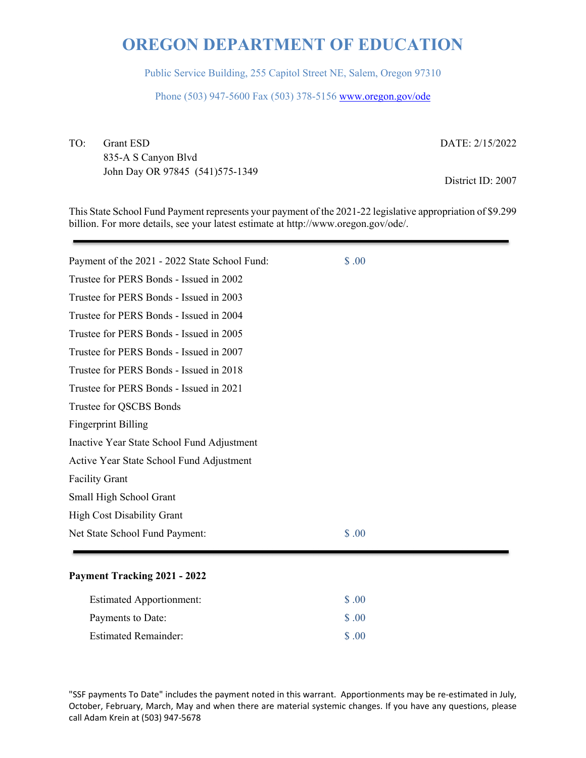# OREGON DEPARTMENT OF EDUCATION

Public Service Building, 255 Capitol Street NE, Salem, Oregon 97310

Phone (503) 947-5600 Fax (503) 378-5156 www.oregon.gov/ode

TO: Grant ESD
835-A S Canyon Blvd
John Day OR 97845 (541)575-1349

DATE: 2/15/2022

District ID: 2007

This State School Fund Payment represents your payment of the 2021-22 legislative appropriation of $9.299 billion. For more details, see your latest estimate at http://www.oregon.gov/ode/.

| | |
|---|---|
| Payment of the 2021 - 2022 State School Fund: | $ .00 |
| Trustee for PERS Bonds - Issued in 2002 | |
| Trustee for PERS Bonds - Issued in 2003 | |
| Trustee for PERS Bonds - Issued in 2004 | |
| Trustee for PERS Bonds - Issued in 2005 | |
| Trustee for PERS Bonds - Issued in 2007 | |
| Trustee for PERS Bonds - Issued in 2018 | |
| Trustee for PERS Bonds - Issued in 2021 | |
| Trustee for QSCBS Bonds | |
| Fingerprint Billing | |
| Inactive Year State School Fund Adjustment | |
| Active Year State School Fund Adjustment | |
| Facility Grant | |
| Small High School Grant | |
| High Cost Disability Grant | |
| Net State School Fund Payment: | $ .00 |

**Payment Tracking 2021 - 2022**

| | |
|---|---|
| Estimated Apportionment: | $ .00 |
| Payments to Date: | $ .00 |
| Estimated Remainder: | $ .00 |

"SSF payments To Date" includes the payment noted in this warrant. Apportionments may be re-estimated in July, October, February, March, May and when there are material systemic changes. If you have any questions, please call Adam Krein at (503) 947-5678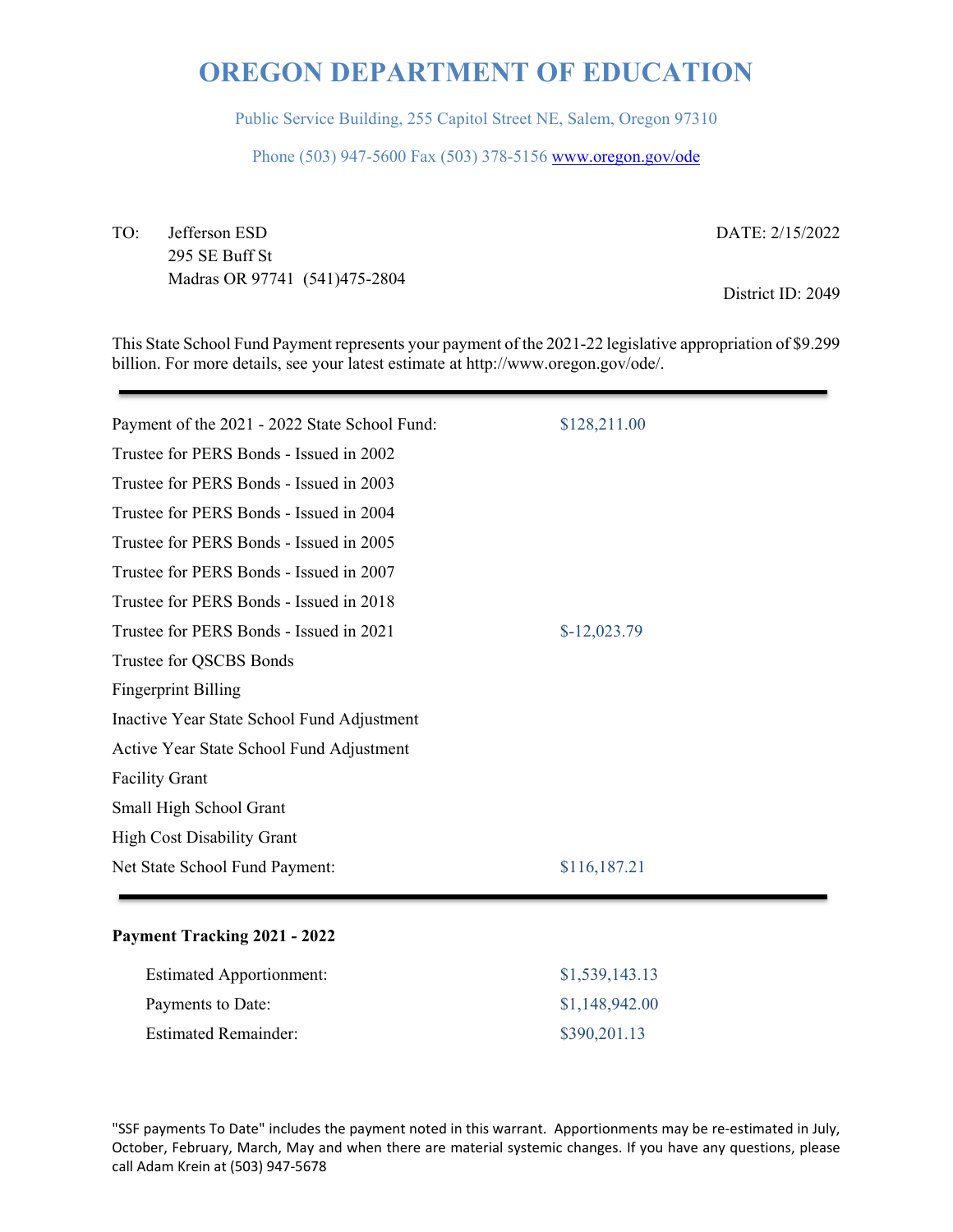# OREGON DEPARTMENT OF EDUCATION

Public Service Building, 255 Capitol Street NE, Salem, Oregon 97310

Phone (503) 947-5600 Fax (503) 378-5156 www.oregon.gov/ode

TO: Jefferson ESD
295 SE Buff St
Madras OR 97741 (541)475-2804

DATE: 2/15/2022

District ID: 2049

This State School Fund Payment represents your payment of the 2021-22 legislative appropriation of $9.299 billion. For more details, see your latest estimate at http://www.oregon.gov/ode/.

| | |
|---|---|
| Payment of the 2021 - 2022 State School Fund: | $128,211.00 |
| Trustee for PERS Bonds - Issued in 2002 | |
| Trustee for PERS Bonds - Issued in 2003 | |
| Trustee for PERS Bonds - Issued in 2004 | |
| Trustee for PERS Bonds - Issued in 2005 | |
| Trustee for PERS Bonds - Issued in 2007 | |
| Trustee for PERS Bonds - Issued in 2018 | |
| Trustee for PERS Bonds - Issued in 2021 | $-12,023.79 |
| Trustee for QSCBS Bonds | |
| Fingerprint Billing | |
| Inactive Year State School Fund Adjustment | |
| Active Year State School Fund Adjustment | |
| Facility Grant | |
| Small High School Grant | |
| High Cost Disability Grant | |
| Net State School Fund Payment: | $116,187.21 |

**Payment Tracking 2021 - 2022**

| | |
|---|---|
| Estimated Apportionment: | $1,539,143.13 |
| Payments to Date: | $1,148,942.00 |
| Estimated Remainder: | $390,201.13 |

"SSF payments To Date" includes the payment noted in this warrant. Apportionments may be re-estimated in July, October, February, March, May and when there are material systemic changes. If you have any questions, please call Adam Krein at (503) 947-5678